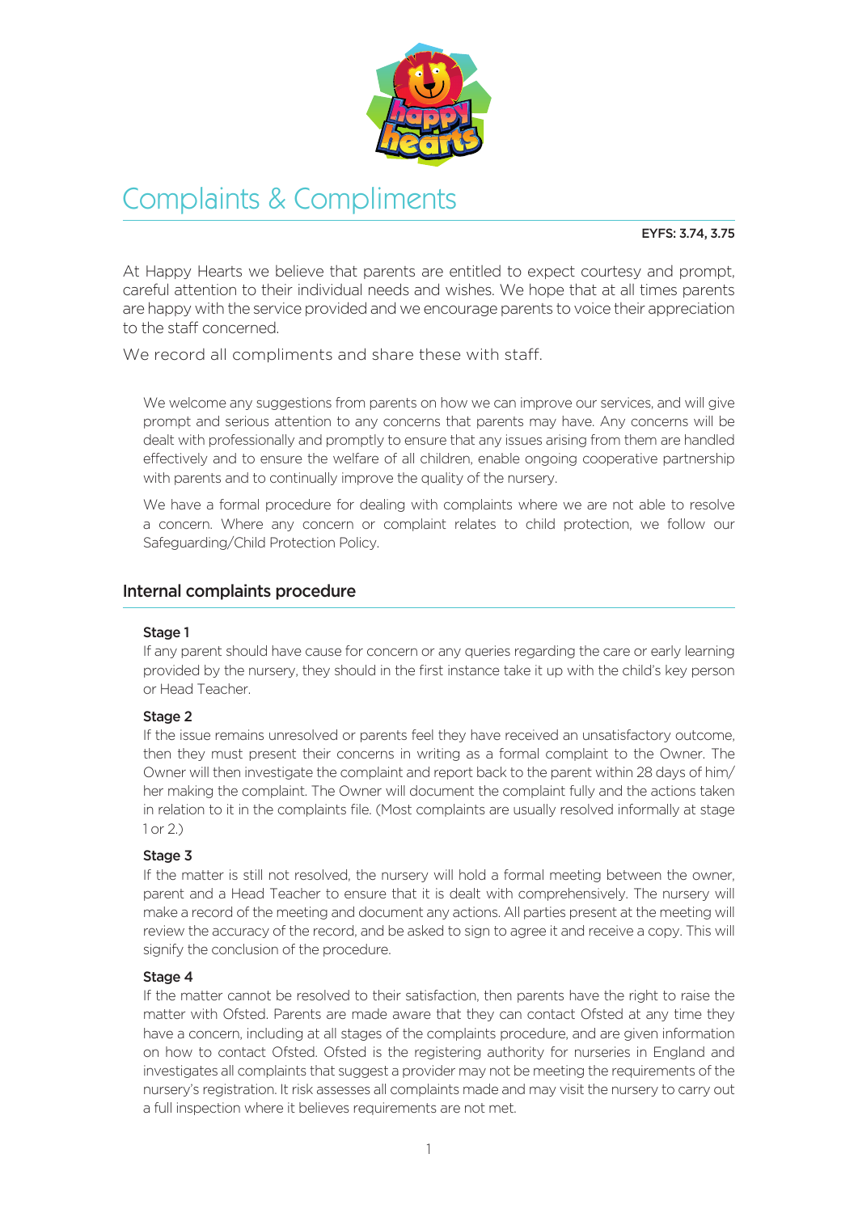# Complaints & Compliments

**EYFS: 3.74, 3.75**

At Happy Hearts we believe that parents are entitled to expect courtesy and prompt, careful attention to their individual needs and wishes. We hope that at all times parents are happy with the service provided and we encourage parents to voice their appreciation to the staff concerned.

We record all compliments and share these with staff.

We welcome any suggestions from parents on how we can improve our services, and will give prompt and serious attention to any concerns that parents may have. Any concerns will be dealt with professionally and promptly to ensure that any issues arising from them are handled effectively and to ensure the welfare of all children, enable ongoing cooperative partnership with parents and to continually improve the quality of the nursery.

We have a formal procedure for dealing with complaints where we are not able to resolve a concern. Where any concern or complaint relates to child protection, we follow our Safeguarding/Child Protection Policy.

## Internal complaints procedure

### Stage 1

If any parent should have cause for concern or any queries regarding the care or early learning provided by the nursery, they should in the first instance take it up with the child's key person or Head Teacher.

### Stage 2

If the issue remains unresolved or parents feel they have received an unsatisfactory outcome, then they must present their concerns in writing as a formal complaint to the Owner. The Owner will then investigate the complaint and report back to the parent within 28 days of him/her making the complaint. The Owner will document the complaint fully and the actions taken in relation to it in the complaints file. (Most complaints are usually resolved informally at stage 1 or 2.)

### Stage 3

If the matter is still not resolved, the nursery will hold a formal meeting between the owner, parent and a Head Teacher to ensure that it is dealt with comprehensively. The nursery will make a record of the meeting and document any actions. All parties present at the meeting will review the accuracy of the record, and be asked to sign to agree it and receive a copy. This will signify the conclusion of the procedure.

### Stage 4

If the matter cannot be resolved to their satisfaction, then parents have the right to raise the matter with Ofsted. Parents are made aware that they can contact Ofsted at any time they have a concern, including at all stages of the complaints procedure, and are given information on how to contact Ofsted. Ofsted is the registering authority for nurseries in England and investigates all complaints that suggest a provider may not be meeting the requirements of the nursery's registration. It risk assesses all complaints made and may visit the nursery to carry out a full inspection where it believes requirements are not met.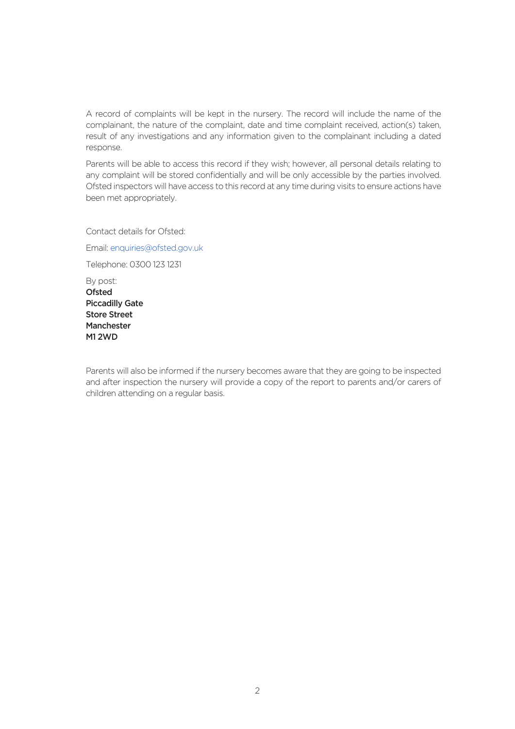A record of complaints will be kept in the nursery. The record will include the name of the complainant, the nature of the complaint, date and time complaint received, action(s) taken, result of any investigations and any information given to the complainant including a dated response.

Parents will be able to access this record if they wish; however, all personal details relating to any complaint will be stored confidentially and will be only accessible by the parties involved. Ofsted inspectors will have access to this record at any time during visits to ensure actions have been met appropriately.

Contact details for Ofsted:

Email: enquiries@ofsted.gov.uk

Telephone: 0300 123 1231

By post:
**Ofsted**
**Piccadilly Gate**
**Store Street**
**Manchester**
**M1 2WD**

Parents will also be informed if the nursery becomes aware that they are going to be inspected and after inspection the nursery will provide a copy of the report to parents and/or carers of children attending on a regular basis.